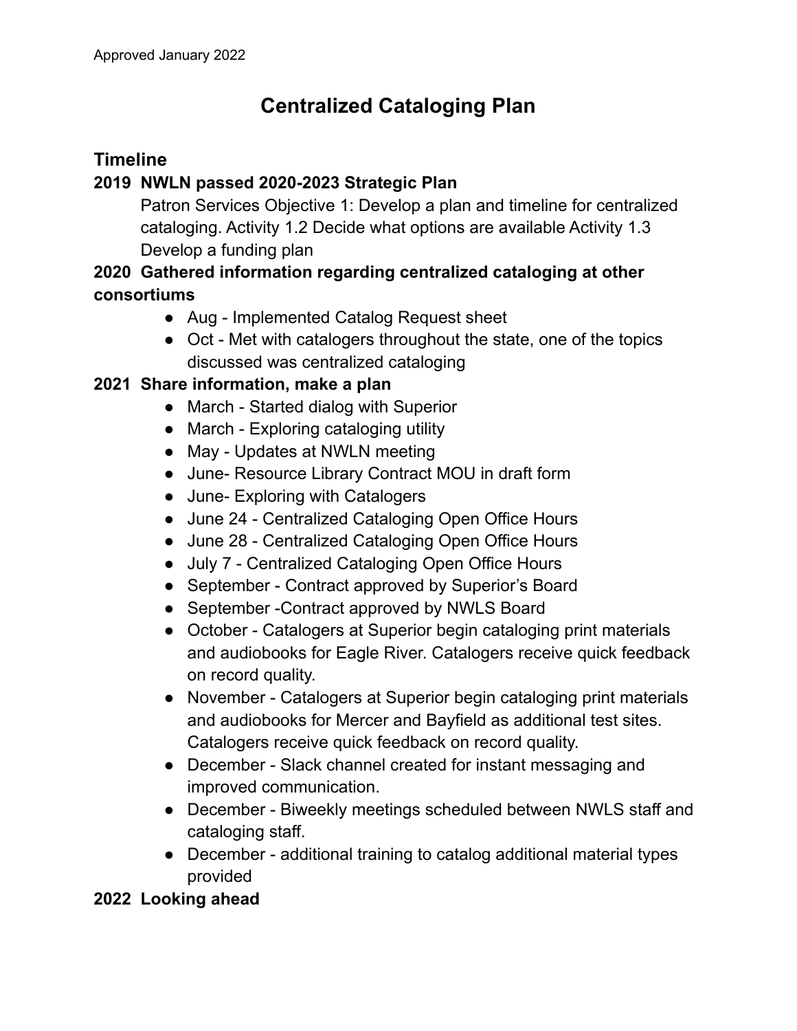Approved January 2022

# Centralized Cataloging Plan

## Timeline

**2019 NWLN passed 2020-2023 Strategic Plan**

Patron Services Objective 1: Develop a plan and timeline for centralized cataloging. Activity 1.2 Decide what options are available Activity 1.3 Develop a funding plan

**2020 Gathered information regarding centralized cataloging at other consortiums**

- Aug - Implemented Catalog Request sheet
- Oct - Met with catalogers throughout the state, one of the topics discussed was centralized cataloging

**2021 Share information, make a plan**

- March - Started dialog with Superior
- March - Exploring cataloging utility
- May - Updates at NWLN meeting
- June- Resource Library Contract MOU in draft form
- June- Exploring with Catalogers
- June 24 - Centralized Cataloging Open Office Hours
- June 28 - Centralized Cataloging Open Office Hours
- July 7 - Centralized Cataloging Open Office Hours
- September - Contract approved by Superior's Board
- September -Contract approved by NWLS Board
- October - Catalogers at Superior begin cataloging print materials and audiobooks for Eagle River. Catalogers receive quick feedback on record quality.
- November - Catalogers at Superior begin cataloging print materials and audiobooks for Mercer and Bayfield as additional test sites. Catalogers receive quick feedback on record quality.
- December - Slack channel created for instant messaging and improved communication.
- December - Biweekly meetings scheduled between NWLS staff and cataloging staff.
- December - additional training to catalog additional material types provided

**2022 Looking ahead**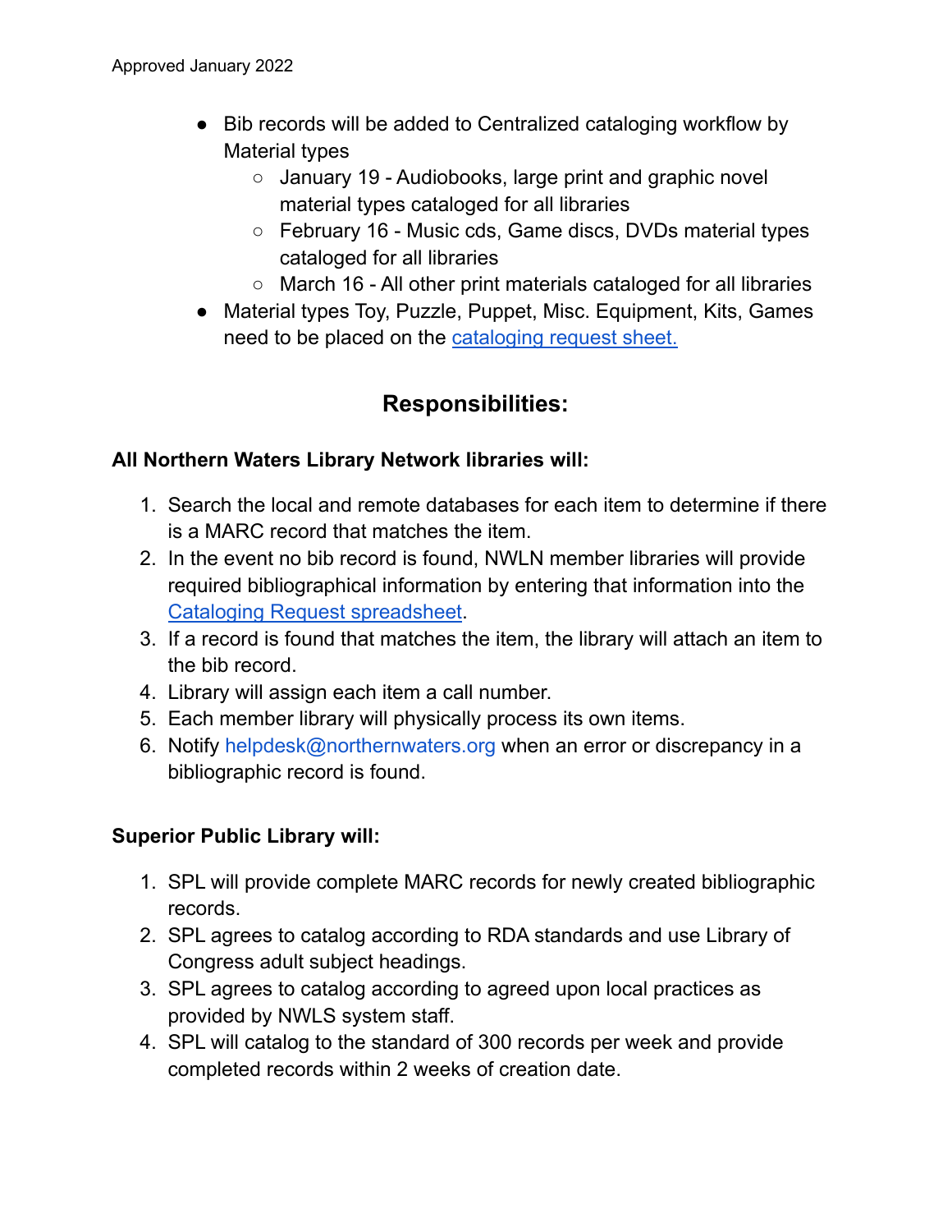- Bib records will be added to Centralized cataloging workflow by Material types
  - January 19 - Audiobooks, large print and graphic novel material types cataloged for all libraries
  - February 16 - Music cds, Game discs, DVDs material types cataloged for all libraries
  - March 16 - All other print materials cataloged for all libraries
- Material types Toy, Puzzle, Puppet, Misc. Equipment, Kits, Games need to be placed on the cataloging request sheet.

## Responsibilities:

**All Northern Waters Library Network libraries will:**

1. Search the local and remote databases for each item to determine if there is a MARC record that matches the item.
2. In the event no bib record is found, NWLN member libraries will provide required bibliographical information by entering that information into the Cataloging Request spreadsheet.
3. If a record is found that matches the item, the library will attach an item to the bib record.
4. Library will assign each item a call number.
5. Each member library will physically process its own items.
6. Notify helpdesk@northernwaters.org when an error or discrepancy in a bibliographic record is found.

**Superior Public Library will:**

1. SPL will provide complete MARC records for newly created bibliographic records.
2. SPL agrees to catalog according to RDA standards and use Library of Congress adult subject headings.
3. SPL agrees to catalog according to agreed upon local practices as provided by NWLS system staff.
4. SPL will catalog to the standard of 300 records per week and provide completed records within 2 weeks of creation date.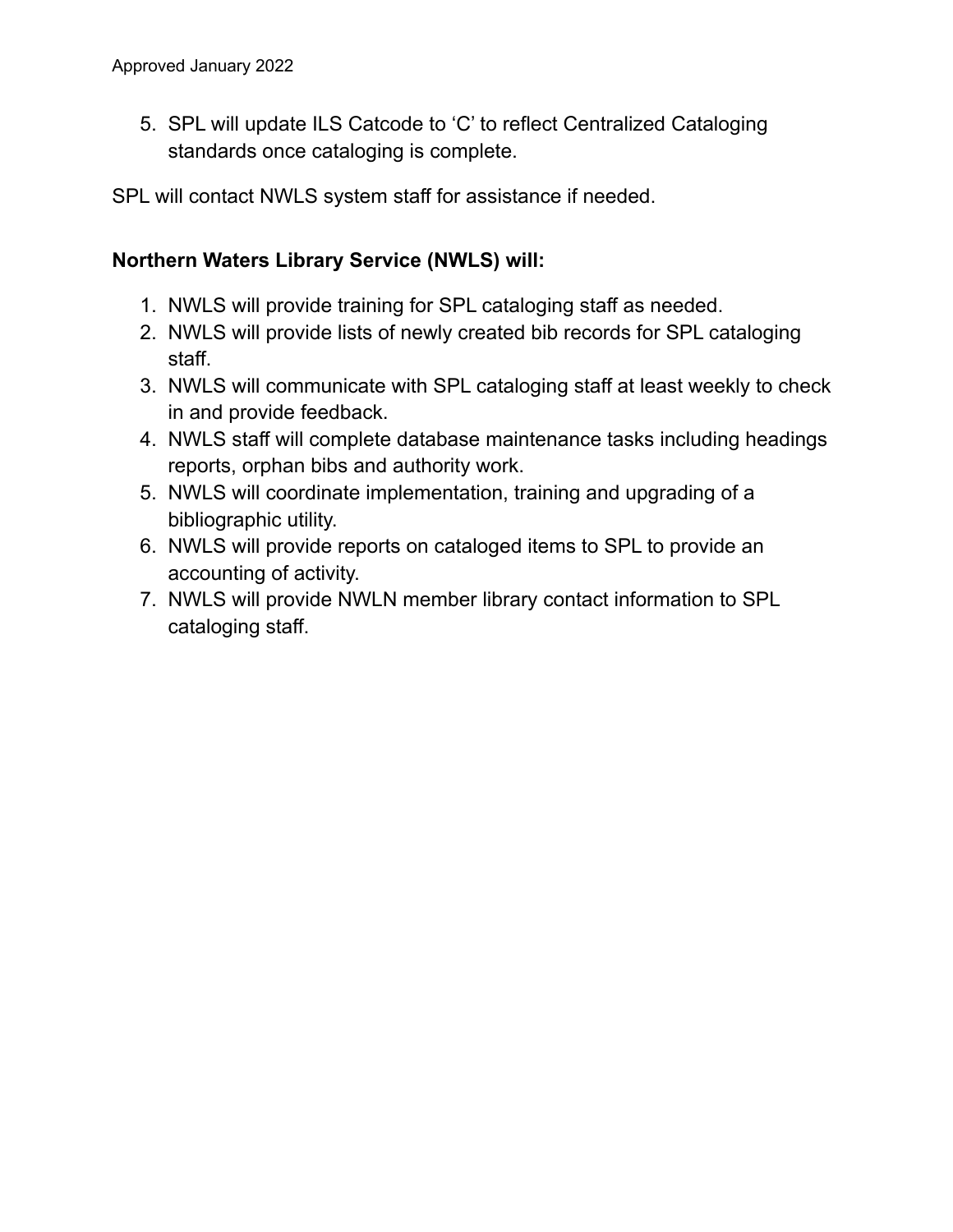5. SPL will update ILS Catcode to 'C' to reflect Centralized Cataloging standards once cataloging is complete.

SPL will contact NWLS system staff for assistance if needed.

**Northern Waters Library Service (NWLS) will:**

1. NWLS will provide training for SPL cataloging staff as needed.
2. NWLS will provide lists of newly created bib records for SPL cataloging staff.
3. NWLS will communicate with SPL cataloging staff at least weekly to check in and provide feedback.
4. NWLS staff will complete database maintenance tasks including headings reports, orphan bibs and authority work.
5. NWLS will coordinate implementation, training and upgrading of a bibliographic utility.
6. NWLS will provide reports on cataloged items to SPL to provide an accounting of activity.
7. NWLS will provide NWLN member library contact information to SPL cataloging staff.